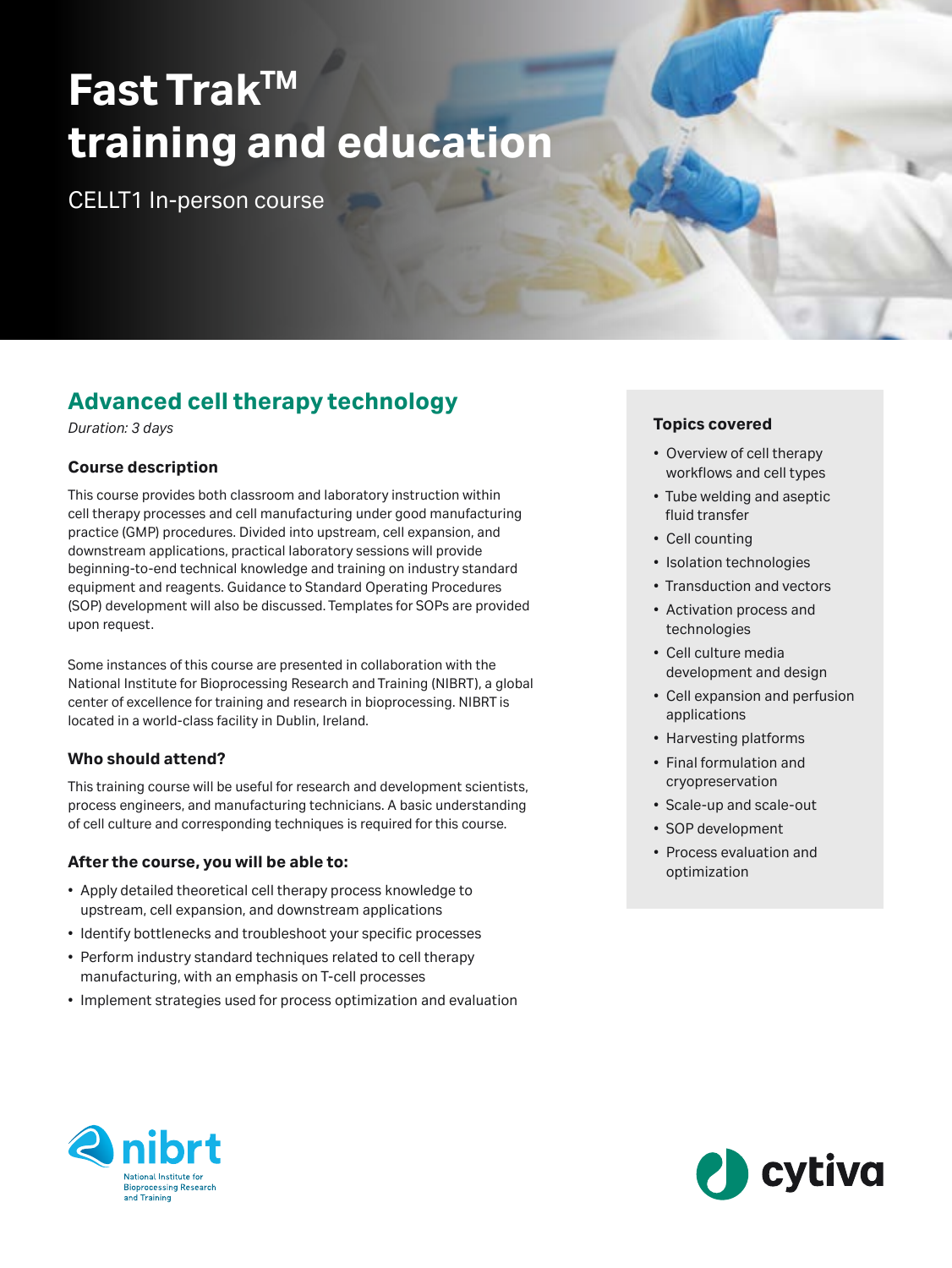# Fast Trak™ training and education

CELLT1 In-person course

## Advanced cell therapy technology

*Duration: 3 days*

### Course description

This course provides both classroom and laboratory instruction within cell therapy processes and cell manufacturing under good manufacturing practice (GMP) procedures. Divided into upstream, cell expansion, and downstream applications, practical laboratory sessions will provide beginning-to-end technical knowledge and training on industry standard equipment and reagents. Guidance to Standard Operating Procedures (SOP) development will also be discussed. Templates for SOPs are provided upon request.

Some instances of this course are presented in collaboration with the National Institute for Bioprocessing Research and Training (NIBRT), a global center of excellence for training and research in bioprocessing. NIBRT is located in a world-class facility in Dublin, Ireland.

### Who should attend?

This training course will be useful for research and development scientists, process engineers, and manufacturing technicians. A basic understanding of cell culture and corresponding techniques is required for this course.

### After the course, you will be able to:

- Apply detailed theoretical cell therapy process knowledge to upstream, cell expansion, and downstream applications
- Identify bottlenecks and troubleshoot your specific processes
- Perform industry standard techniques related to cell therapy manufacturing, with an emphasis on T-cell processes
- Implement strategies used for process optimization and evaluation

### Topics covered

- Overview of cell therapy workflows and cell types
- Tube welding and aseptic fluid transfer
- Cell counting
- Isolation technologies
- Transduction and vectors
- Activation process and technologies
- Cell culture media development and design
- Cell expansion and perfusion applications
- Harvesting platforms
- Final formulation and cryopreservation
- Scale-up and scale-out
- SOP development
- Process evaluation and optimization

nibrt National Institute for Bioprocessing Research and Training

cytiva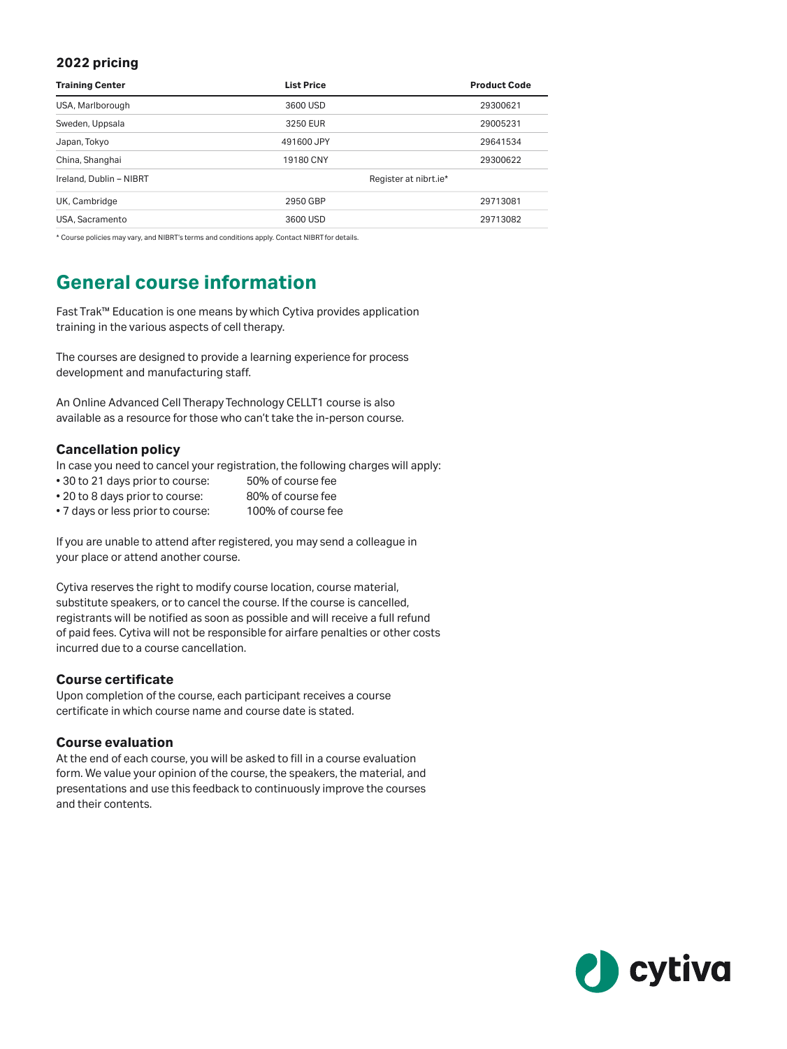### 2022 pricing

| Training Center | List Price | Product Code |
|---|---|---|
| USA, Marlborough | 3600 USD | 29300621 |
| Sweden, Uppsala | 3250 EUR | 29005231 |
| Japan, Tokyo | 491600 JPY | 29641534 |
| China, Shanghai | 19180 CNY | 29300622 |
| Ireland, Dublin – NIBRT | Register at nibrt.ie* | |
| UK, Cambridge | 2950 GBP | 29713081 |
| USA, Sacramento | 3600 USD | 29713082 |

* Course policies may vary, and NIBRT's terms and conditions apply. Contact NIBRT for details.

## General course information

Fast Trak™ Education is one means by which Cytiva provides application training in the various aspects of cell therapy.

The courses are designed to provide a learning experience for process development and manufacturing staff.

An Online Advanced Cell Therapy Technology CELLT1 course is also available as a resource for those who can't take the in-person course.

### Cancellation policy

In case you need to cancel your registration, the following charges will apply:

- 30 to 21 days prior to course: 50% of course fee
- 20 to 8 days prior to course: 80% of course fee
- 7 days or less prior to course: 100% of course fee

If you are unable to attend after registered, you may send a colleague in your place or attend another course.

Cytiva reserves the right to modify course location, course material, substitute speakers, or to cancel the course. If the course is cancelled, registrants will be notified as soon as possible and will receive a full refund of paid fees. Cytiva will not be responsible for airfare penalties or other costs incurred due to a course cancellation.

### Course certificate

Upon completion of the course, each participant receives a course certificate in which course name and course date is stated.

### Course evaluation

At the end of each course, you will be asked to fill in a course evaluation form. We value your opinion of the course, the speakers, the material, and presentations and use this feedback to continuously improve the courses and their contents.

cytiva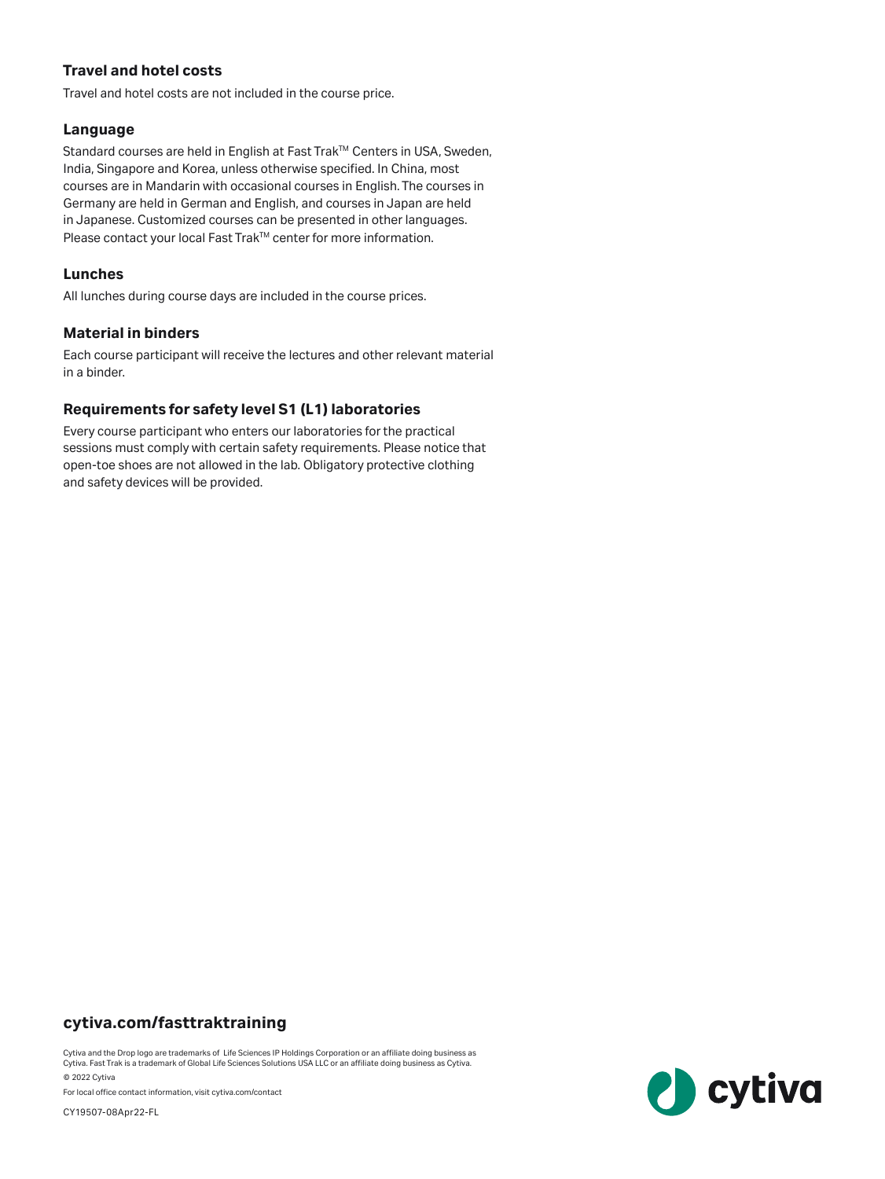### Travel and hotel costs

Travel and hotel costs are not included in the course price.

### Language

Standard courses are held in English at Fast Trak™ Centers in USA, Sweden, India, Singapore and Korea, unless otherwise specified. In China, most courses are in Mandarin with occasional courses in English. The courses in Germany are held in German and English, and courses in Japan are held in Japanese. Customized courses can be presented in other languages. Please contact your local Fast Trak™ center for more information.

### Lunches

All lunches during course days are included in the course prices.

### Material in binders

Each course participant will receive the lectures and other relevant material in a binder.

### Requirements for safety level S1 (L1) laboratories

Every course participant who enters our laboratories for the practical sessions must comply with certain safety requirements. Please notice that open-toe shoes are not allowed in the lab. Obligatory protective clothing and safety devices will be provided.

**cytiva.com/fasttraktraining**

Cytiva and the Drop logo are trademarks of Life Sciences IP Holdings Corporation or an affiliate doing business as Cytiva. Fast Trak is a trademark of Global Life Sciences Solutions USA LLC or an affiliate doing business as Cytiva.

© 2022 Cytiva

For local office contact information, visit cytiva.com/contact

CY19507-08Apr22-FL

cytiva